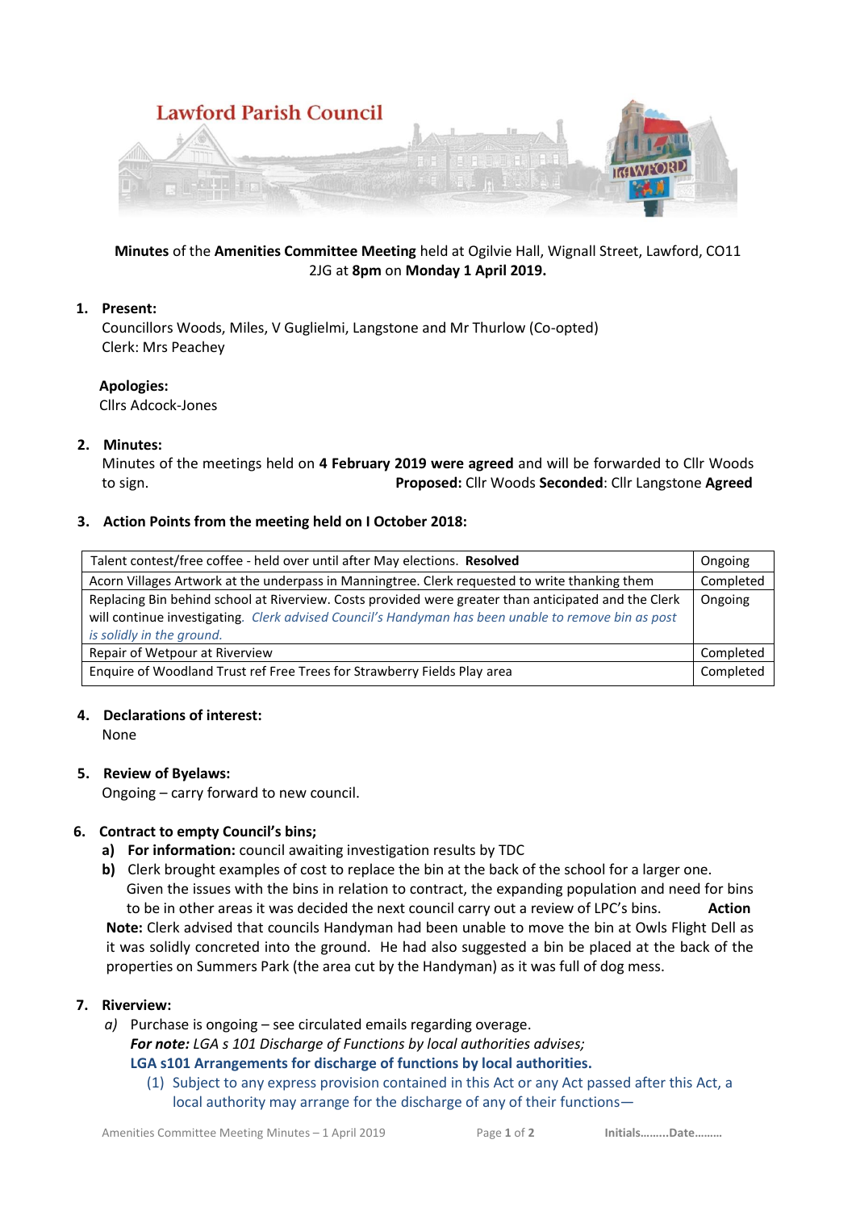# Lawford Parish Council

**Minutes** of the **Amenities Committee Meeting** held at Ogilvie Hall, Wignall Street, Lawford, CO11 2JG at **8pm** on **Monday 1 April 2019.**

1. **Present:**
   Councillors Woods, Miles, V Guglielmi, Langstone and Mr Thurlow (Co-opted)
   Clerk: Mrs Peachey

   **Apologies:**
   Cllrs Adcock-Jones

2. **Minutes:**
   Minutes of the meetings held on **4 February 2019 were agreed** and will be forwarded to Cllr Woods to sign. **Proposed:** Cllr Woods **Seconded**: Cllr Langstone **Agreed**

3. **Action Points from the meeting held on I October 2018:**

| | |
|---|---|
| Talent contest/free coffee - held over until after May elections. **Resolved** | Ongoing |
| Acorn Villages Artwork at the underpass in Manningtree. Clerk requested to write thanking them | Completed |
| Replacing Bin behind school at Riverview. Costs provided were greater than anticipated and the Clerk will continue investigating. *Clerk advised Council's Handyman has been unable to remove bin as post is solidly in the ground.* | Ongoing |
| Repair of Wetpour at Riverview | Completed |
| Enquire of Woodland Trust ref Free Trees for Strawberry Fields Play area | Completed |

4. **Declarations of interest:**
   None

5. **Review of Byelaws:**
   Ongoing – carry forward to new council.

6. **Contract to empty Council's bins;**
   a) **For information:** council awaiting investigation results by TDC
   b) Clerk brought examples of cost to replace the bin at the back of the school for a larger one. Given the issues with the bins in relation to contract, the expanding population and need for bins to be in other areas it was decided the next council carry out a review of LPC's bins. **Action**

   **Note:** Clerk advised that councils Handyman had been unable to move the bin at Owls Flight Dell as it was solidly concreted into the ground. He had also suggested a bin be placed at the back of the properties on Summers Park (the area cut by the Handyman) as it was full of dog mess.

7. **Riverview:**
   *a)* Purchase is ongoing – see circulated emails regarding overage.
   ***For note:*** *LGA s 101 Discharge of Functions by local authorities advises;*
   **LGA s101 Arrangements for discharge of functions by local authorities.**
   (1) Subject to any express provision contained in this Act or any Act passed after this Act, a local authority may arrange for the discharge of any of their functions—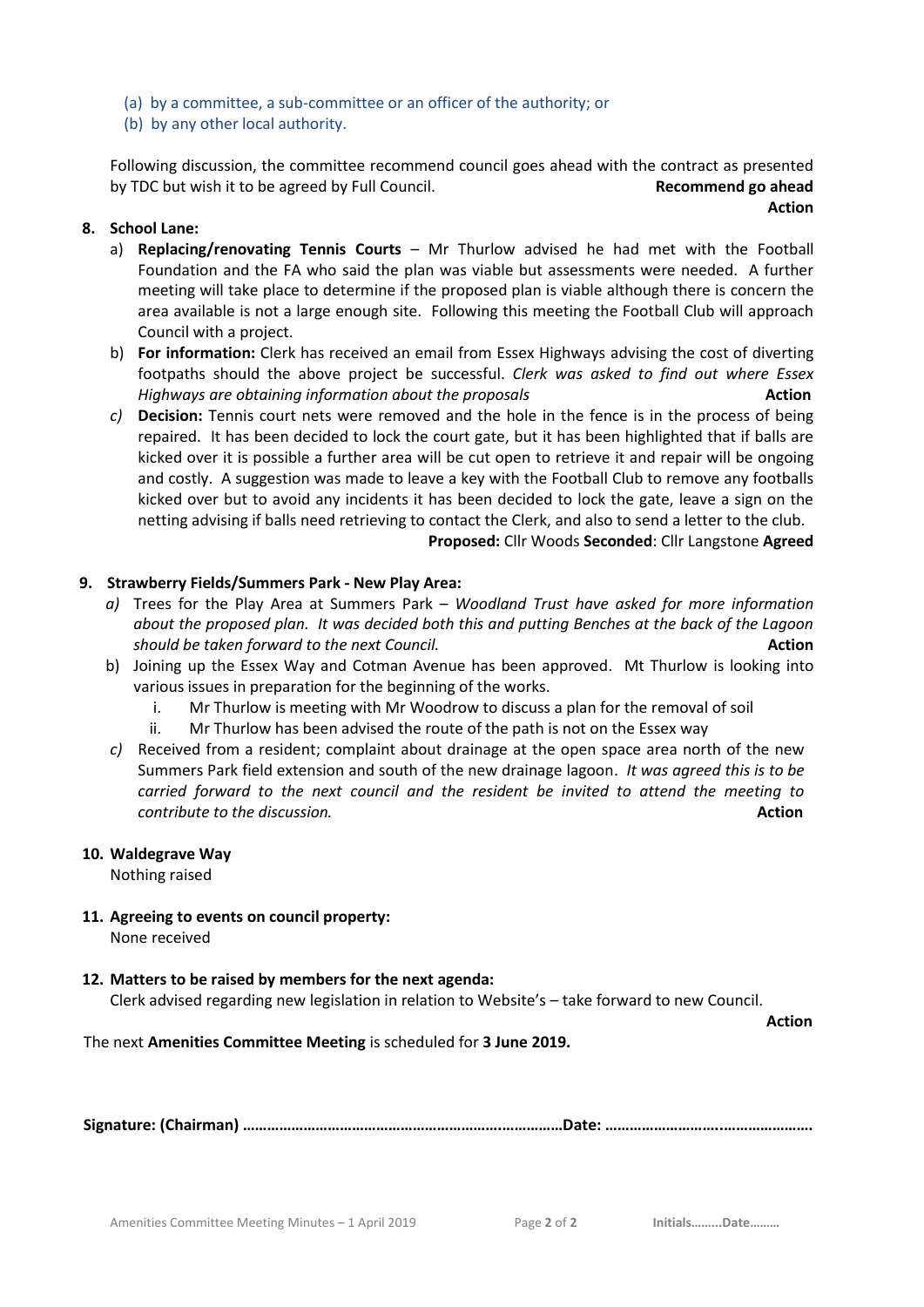(a) by a committee, a sub-committee or an officer of the authority; or
(b) by any other local authority.

Following discussion, the committee recommend council goes ahead with the contract as presented by TDC but wish it to be agreed by Full Council. **Recommend go ahead**
**Action**

**8. School Lane:**

a) **Replacing/renovating Tennis Courts** – Mr Thurlow advised he had met with the Football Foundation and the FA who said the plan was viable but assessments were needed. A further meeting will take place to determine if the proposed plan is viable although there is concern the area available is not a large enough site. Following this meeting the Football Club will approach Council with a project.

b) **For information:** Clerk has received an email from Essex Highways advising the cost of diverting footpaths should the above project be successful. *Clerk was asked to find out where Essex Highways are obtaining information about the proposals* **Action**

c) **Decision:** Tennis court nets were removed and the hole in the fence is in the process of being repaired. It has been decided to lock the court gate, but it has been highlighted that if balls are kicked over it is possible a further area will be cut open to retrieve it and repair will be ongoing and costly. A suggestion was made to leave a key with the Football Club to remove any footballs kicked over but to avoid any incidents it has been decided to lock the gate, leave a sign on the netting advising if balls need retrieving to contact the Clerk, and also to send a letter to the club.
**Proposed:** Cllr Woods **Seconded**: Cllr Langstone **Agreed**

**9. Strawberry Fields/Summers Park - New Play Area:**

a) Trees for the Play Area at Summers Park – *Woodland Trust have asked for more information about the proposed plan. It was decided both this and putting Benches at the back of the Lagoon should be taken forward to the next Council.* **Action**

b) Joining up the Essex Way and Cotman Avenue has been approved. Mt Thurlow is looking into various issues in preparation for the beginning of the works.
   i. Mr Thurlow is meeting with Mr Woodrow to discuss a plan for the removal of soil
   ii. Mr Thurlow has been advised the route of the path is not on the Essex way

c) Received from a resident; complaint about drainage at the open space area north of the new Summers Park field extension and south of the new drainage lagoon. *It was agreed this is to be carried forward to the next council and the resident be invited to attend the meeting to contribute to the discussion.* **Action**

**10. Waldegrave Way**
Nothing raised

**11. Agreeing to events on council property:**
None received

**12. Matters to be raised by members for the next agenda:**
Clerk advised regarding new legislation in relation to Website's – take forward to new Council.
**Action**

The next **Amenities Committee Meeting** is scheduled for **3 June 2019.**

**Signature: (Chairman) …………………………………………………………………Date: ……………………………………………**